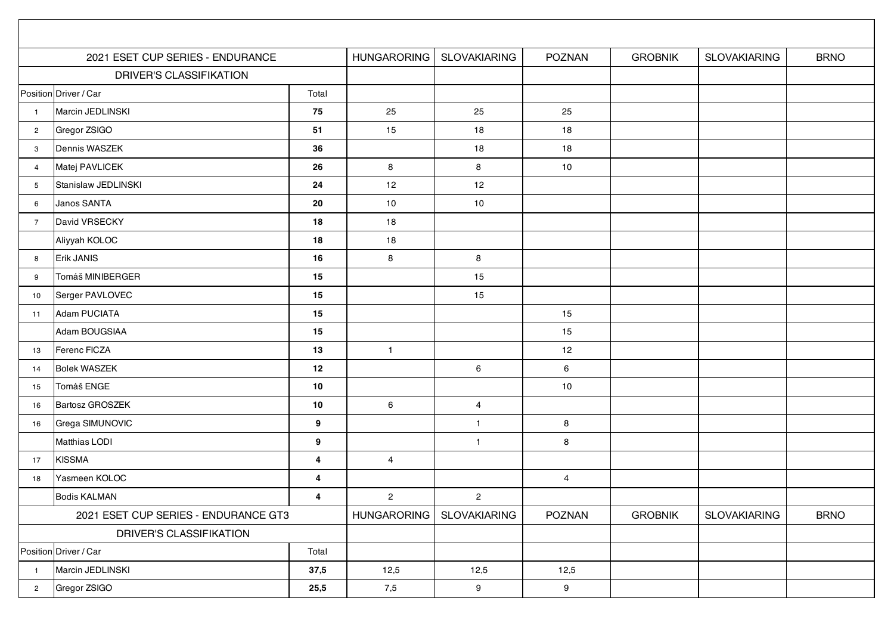| 2021 ESET CUP SERIES - ENDURANCE | | | HUNGARORING | SLOVAKIARING | POZNAN | GROBNIK | SLOVAKIARING | BRNO |
|---|---|---|---|---|---|---|---|---|
| DRIVER'S CLASSIFIKATION | | | | | | | | |
| Position | Driver / Car | Total | | | | | | |
| 1 | Marcin JEDLINSKI | **75** | 25 | 25 | 25 | | | |
| 2 | Gregor ZSIGO | **51** | 15 | 18 | 18 | | | |
| 3 | Dennis WASZEK | **36** | | 18 | 18 | | | |
| 4 | Matej PAVLICEK | **26** | 8 | 8 | 10 | | | |
| 5 | Stanislaw JEDLINSKI | **24** | 12 | 12 | | | | |
| 6 | Janos SANTA | **20** | 10 | 10 | | | | |
| 7 | David VRSECKY | **18** | 18 | | | | | |
| | Aliyyah KOLOC | **18** | 18 | | | | | |
| 8 | Erik JANIS | **16** | 8 | 8 | | | | |
| 9 | Tomáš MINIBERGER | **15** | | 15 | | | | |
| 10 | Serger PAVLOVEC | **15** | | 15 | | | | |
| 11 | Adam PUCIATA | **15** | | | 15 | | | |
| | Adam BOUGSIAA | **15** | | | 15 | | | |
| 13 | Ferenc FICZA | **13** | 1 | | 12 | | | |
| 14 | Bolek WASZEK | **12** | | 6 | 6 | | | |
| 15 | Tomáš ENGE | **10** | | | 10 | | | |
| 16 | Bartosz GROSZEK | **10** | 6 | 4 | | | | |
| 16 | Grega SIMUNOVIC | **9** | | 1 | 8 | | | |
| | Matthias LODI | **9** | | 1 | 8 | | | |
| 17 | KISSMA | **4** | 4 | | | | | |
| 18 | Yasmeen KOLOC | **4** | | | 4 | | | |
| | Bodis KALMAN | **4** | 2 | 2 | | | | |

| 2021 ESET CUP SERIES - ENDURANCE GT3 | | | HUNGARORING | SLOVAKIARING | POZNAN | GROBNIK | SLOVAKIARING | BRNO |
|---|---|---|---|---|---|---|---|---|
| DRIVER'S CLASSIFIKATION | | | | | | | | |
| Position | Driver / Car | Total | | | | | | |
| 1 | Marcin JEDLINSKI | **37,5** | 12,5 | 12,5 | 12,5 | | | |
| 2 | Gregor ZSIGO | **25,5** | 7,5 | 9 | 9 | | | |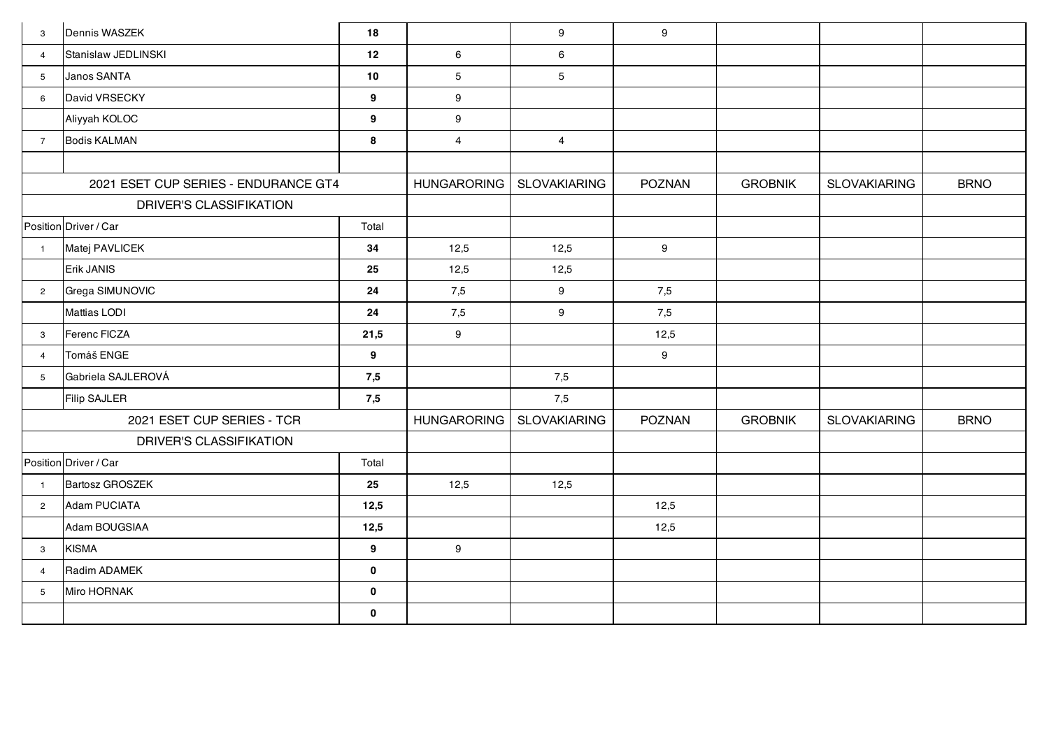| | | | | | | | | |
|---|---|---|---|---|---|---|---|---|
| 3 | Dennis WASZEK | **18** | | 9 | 9 | | | |
| 4 | Stanislaw JEDLINSKI | **12** | 6 | 6 | | | | |
| 5 | Janos SANTA | **10** | 5 | 5 | | | | |
| 6 | David VRSECKY | **9** | 9 | | | | | |
| | Aliyyah KOLOC | **9** | 9 | | | | | |
| 7 | Bodis KALMAN | **8** | 4 | 4 | | | | |

| 2021 ESET CUP SERIES - ENDURANCE GT4 | | | HUNGARORING | SLOVAKIARING | POZNAN | GROBNIK | SLOVAKIARING | BRNO |
|---|---|---|---|---|---|---|---|---|
| DRIVER'S CLASSIFIKATION | | | | | | | | |
| Position | Driver / Car | Total | | | | | | |
| 1 | Matej PAVLICEK | **34** | 12,5 | 12,5 | 9 | | | |
| | Erik JANIS | **25** | 12,5 | 12,5 | | | | |
| 2 | Grega SIMUNOVIC | **24** | 7,5 | 9 | 7,5 | | | |
| | Mattias LODI | **24** | 7,5 | 9 | 7,5 | | | |
| 3 | Ferenc FICZA | **21,5** | 9 | | 12,5 | | | |
| 4 | Tomáš ENGE | **9** | | | 9 | | | |
| 5 | Gabriela SAJLEROVÁ | **7,5** | | 7,5 | | | | |
| | Filip SAJLER | **7,5** | | 7,5 | | | | |

| 2021 ESET CUP SERIES - TCR | | | HUNGARORING | SLOVAKIARING | POZNAN | GROBNIK | SLOVAKIARING | BRNO |
|---|---|---|---|---|---|---|---|---|
| DRIVER'S CLASSIFIKATION | | | | | | | | |
| Position | Driver / Car | Total | | | | | | |
| 1 | Bartosz GROSZEK | **25** | 12,5 | 12,5 | | | | |
| 2 | Adam PUCIATA | **12,5** | | | 12,5 | | | |
| | Adam BOUGSIAA | **12,5** | | | 12,5 | | | |
| 3 | KISMA | **9** | 9 | | | | | |
| 4 | Radim ADAMEK | **0** | | | | | | |
| 5 | Miro HORNAK | **0** | | | | | | |
| | | **0** | | | | | | |